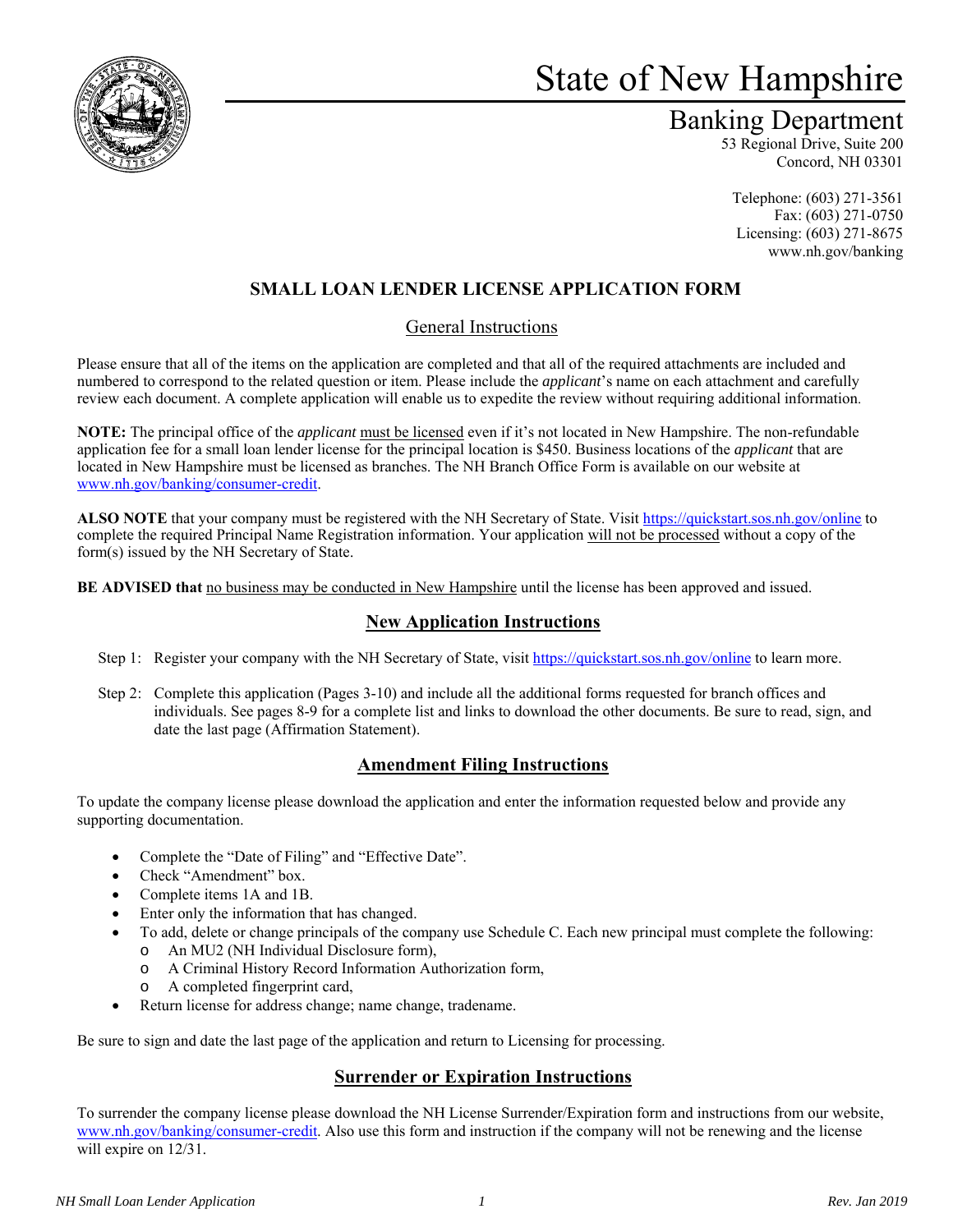# State of New Hampshire

## Banking Department

53 Regional Drive, Suite 200
Concord, NH 03301

Telephone: (603) 271-3561
Fax: (603) 271-0750
Licensing: (603) 271-8675
www.nh.gov/banking

## SMALL LOAN LENDER LICENSE APPLICATION FORM

### General Instructions

Please ensure that all of the items on the application are completed and that all of the required attachments are included and numbered to correspond to the related question or item. Please include the *applicant*'s name on each attachment and carefully review each document. A complete application will enable us to expedite the review without requiring additional information.

**NOTE:** The principal office of the *applicant* must be licensed even if it's not located in New Hampshire. The non-refundable application fee for a small loan lender license for the principal location is $450. Business locations of the *applicant* that are located in New Hampshire must be licensed as branches. The NH Branch Office Form is available on our website at www.nh.gov/banking/consumer-credit.

**ALSO NOTE** that your company must be registered with the NH Secretary of State. Visit https://quickstart.sos.nh.gov/online to complete the required Principal Name Registration information. Your application will not be processed without a copy of the form(s) issued by the NH Secretary of State.

**BE ADVISED that** no business may be conducted in New Hampshire until the license has been approved and issued.

### New Application Instructions

Step 1: Register your company with the NH Secretary of State, visit https://quickstart.sos.nh.gov/online to learn more.

Step 2: Complete this application (Pages 3-10) and include all the additional forms requested for branch offices and individuals. See pages 8-9 for a complete list and links to download the other documents. Be sure to read, sign, and date the last page (Affirmation Statement).

### Amendment Filing Instructions

To update the company license please download the application and enter the information requested below and provide any supporting documentation.

- Complete the "Date of Filing" and "Effective Date".
- Check "Amendment" box.
- Complete items 1A and 1B.
- Enter only the information that has changed.
- To add, delete or change principals of the company use Schedule C. Each new principal must complete the following:
  - An MU2 (NH Individual Disclosure form),
  - A Criminal History Record Information Authorization form,
  - A completed fingerprint card,
- Return license for address change; name change, tradename.

Be sure to sign and date the last page of the application and return to Licensing for processing.

### Surrender or Expiration Instructions

To surrender the company license please download the NH License Surrender/Expiration form and instructions from our website, www.nh.gov/banking/consumer-credit. Also use this form and instruction if the company will not be renewing and the license will expire on 12/31.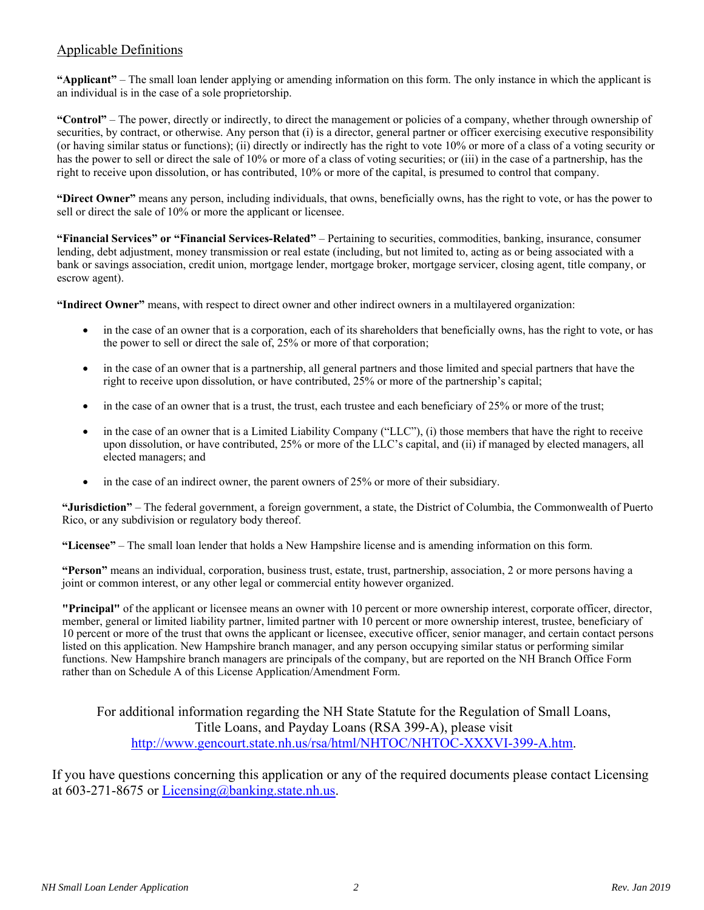## Applicable Definitions

**"Applicant"** – The small loan lender applying or amending information on this form. The only instance in which the applicant is an individual is in the case of a sole proprietorship.

**"Control"** – The power, directly or indirectly, to direct the management or policies of a company, whether through ownership of securities, by contract, or otherwise. Any person that (i) is a director, general partner or officer exercising executive responsibility (or having similar status or functions); (ii) directly or indirectly has the right to vote 10% or more of a class of a voting security or has the power to sell or direct the sale of 10% or more of a class of voting securities; or (iii) in the case of a partnership, has the right to receive upon dissolution, or has contributed, 10% or more of the capital, is presumed to control that company.

**"Direct Owner"** means any person, including individuals, that owns, beneficially owns, has the right to vote, or has the power to sell or direct the sale of 10% or more the applicant or licensee.

**"Financial Services" or "Financial Services-Related"** – Pertaining to securities, commodities, banking, insurance, consumer lending, debt adjustment, money transmission or real estate (including, but not limited to, acting as or being associated with a bank or savings association, credit union, mortgage lender, mortgage broker, mortgage servicer, closing agent, title company, or escrow agent).

**"Indirect Owner"** means, with respect to direct owner and other indirect owners in a multilayered organization:

- in the case of an owner that is a corporation, each of its shareholders that beneficially owns, has the right to vote, or has the power to sell or direct the sale of, 25% or more of that corporation;
- in the case of an owner that is a partnership, all general partners and those limited and special partners that have the right to receive upon dissolution, or have contributed, 25% or more of the partnership's capital;
- in the case of an owner that is a trust, the trust, each trustee and each beneficiary of 25% or more of the trust;
- in the case of an owner that is a Limited Liability Company ("LLC"), (i) those members that have the right to receive upon dissolution, or have contributed, 25% or more of the LLC's capital, and (ii) if managed by elected managers, all elected managers; and
- in the case of an indirect owner, the parent owners of 25% or more of their subsidiary.

**"Jurisdiction"** – The federal government, a foreign government, a state, the District of Columbia, the Commonwealth of Puerto Rico, or any subdivision or regulatory body thereof.

**"Licensee"** – The small loan lender that holds a New Hampshire license and is amending information on this form.

**"Person"** means an individual, corporation, business trust, estate, trust, partnership, association, 2 or more persons having a joint or common interest, or any other legal or commercial entity however organized.

**"Principal"** of the applicant or licensee means an owner with 10 percent or more ownership interest, corporate officer, director, member, general or limited liability partner, limited partner with 10 percent or more ownership interest, trustee, beneficiary of 10 percent or more of the trust that owns the applicant or licensee, executive officer, senior manager, and certain contact persons listed on this application. New Hampshire branch manager, and any person occupying similar status or performing similar functions. New Hampshire branch managers are principals of the company, but are reported on the NH Branch Office Form rather than on Schedule A of this License Application/Amendment Form.

For additional information regarding the NH State Statute for the Regulation of Small Loans, Title Loans, and Payday Loans (RSA 399-A), please visit http://www.gencourt.state.nh.us/rsa/html/NHTOC/NHTOC-XXXVI-399-A.htm.

If you have questions concerning this application or any of the required documents please contact Licensing at 603-271-8675 or Licensing@banking.state.nh.us.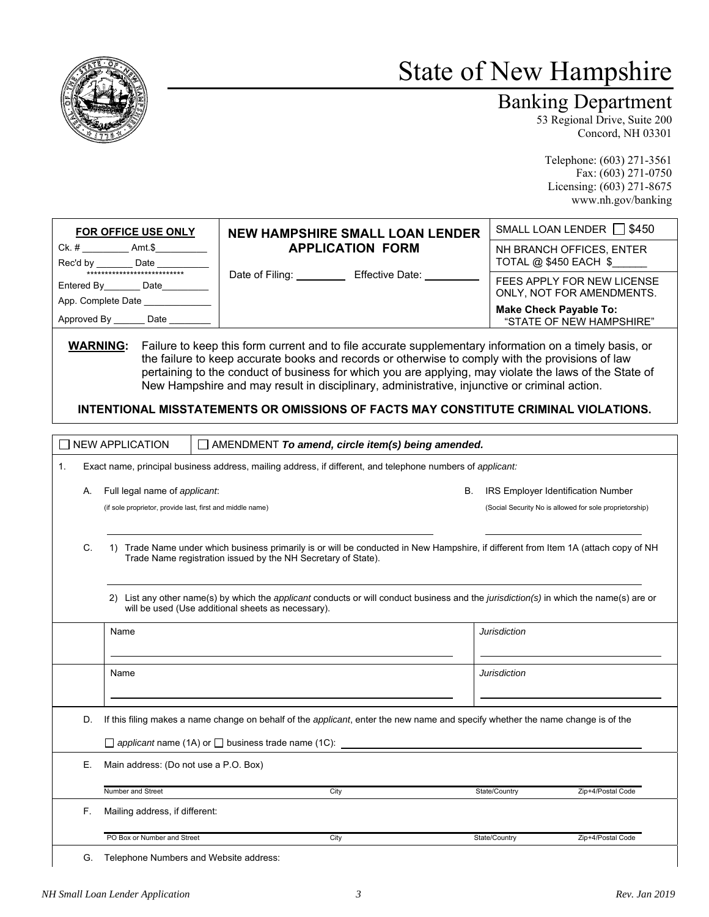# State of New Hampshire

## Banking Department

53 Regional Drive, Suite 200
Concord, NH 03301

Telephone: (603) 271-3561
Fax: (603) 271-0750
Licensing: (603) 271-8675
www.nh.gov/banking

| **FOR OFFICE USE ONLY** | **NEW HAMPSHIRE SMALL LOAN LENDER APPLICATION FORM** | SMALL LOAN LENDER ☐ $450 |
|---|---|---|
| Ck. # _________ Amt.$_________ | | NH BRANCH OFFICES, ENTER TOTAL @ $450 EACH $______ |
| Rec'd by _______ Date _________ | Date of Filing: _________ Effective Date: _________ | FEES APPLY FOR NEW LICENSE ONLY, NOT FOR AMENDMENTS. |
| Entered By_______ Date_________ | | **Make Check Payable To:** "STATE OF NEW HAMPSHIRE" |
| App. Complete Date _____________ | | |
| Approved By ______ Date ________ | | |

**WARNING:** Failure to keep this form current and to file accurate supplementary information on a timely basis, or the failure to keep accurate books and records or otherwise to comply with the provisions of law pertaining to the conduct of business for which you are applying, may violate the laws of the State of New Hampshire and may result in disciplinary, administrative, injunctive or criminal action.

**INTENTIONAL MISSTATEMENTS OR OMISSIONS OF FACTS MAY CONSTITUTE CRIMINAL VIOLATIONS.**

☐ NEW APPLICATION ☐ AMENDMENT ***To amend, circle item(s) being amended.***

1. Exact name, principal business address, mailing address, if different, and telephone numbers of *applicant:*

   A. Full legal name of *applicant*:
   (if sole proprietor, provide last, first and middle name)
   ______________________________________

   B. IRS Employer Identification Number
   (Social Security No is allowed for sole proprietorship)
   ______________________

   C. 1) Trade Name under which business primarily is or will be conducted in New Hampshire, if different from Item 1A (attach copy of NH Trade Name registration issued by the NH Secretary of State).
   ______________________________________

   2) List any other name(s) by which the *applicant* conducts or will conduct business and the *jurisdiction(s)* in which the name(s) are or will be used (Use additional sheets as necessary).

| Name | *Jurisdiction* |
|---|---|
| | |
| | |

   D. If this filing makes a name change on behalf of the *applicant*, enter the new name and specify whether the name change is of the

   ☐ *applicant* name (1A) or ☐ business trade name (1C): ______________________

   E. Main address: (Do not use a P.O. Box)

   ______________________________________
   Number and Street | City | State/Country | Zip+4/Postal Code

   F. Mailing address, if different:

   ______________________________________
   PO Box or Number and Street | City | State/Country | Zip+4/Postal Code

   G. Telephone Numbers and Website address: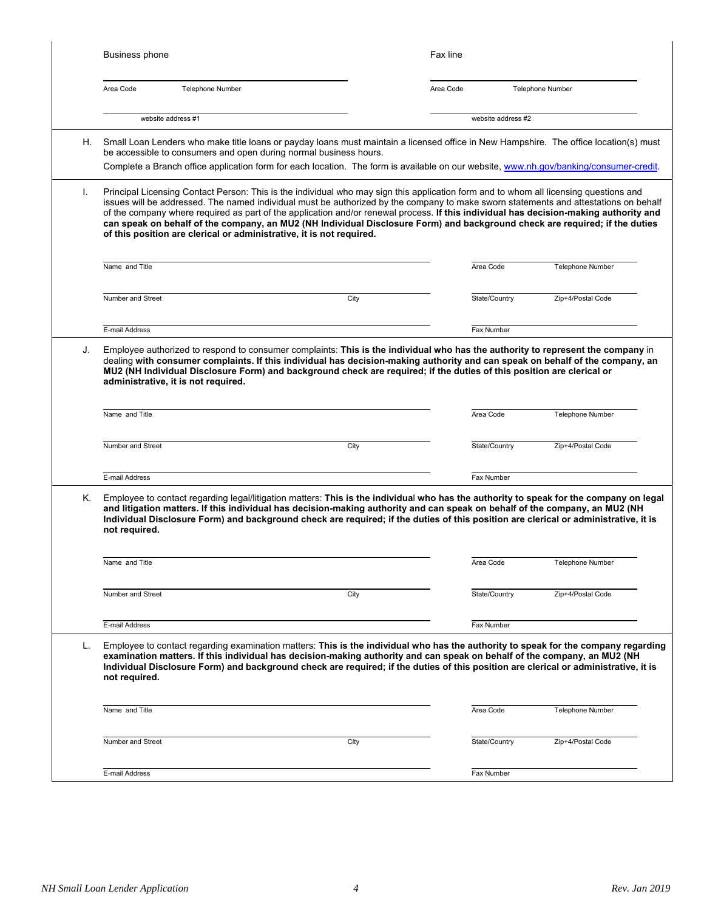Business phone

Fax line

Area Code Telephone Number

Area Code Telephone Number

website address #1

website address #2

H. Small Loan Lenders who make title loans or payday loans must maintain a licensed office in New Hampshire. The office location(s) must be accessible to consumers and open during normal business hours.

Complete a Branch office application form for each location. The form is available on our website, [www.nh.gov/banking/consumer-credit](www.nh.gov/banking/consumer-credit).

I. Principal Licensing Contact Person: This is the individual who may sign this application form and to whom all licensing questions and issues will be addressed. The named individual must be authorized by the company to make sworn statements and attestations on behalf of the company where required as part of the application and/or renewal process. **If this individual has decision-making authority and can speak on behalf of the company, an MU2 (NH Individual Disclosure Form) and background check are required; if the duties of this position are clerical or administrative, it is not required.**

Name and Title | Area Code | Telephone Number

Number and Street | City | State/Country | Zip+4/Postal Code

E-mail Address | Fax Number

J. Employee authorized to respond to consumer complaints: **This is the individual who has the authority to represent the company** in dealing **with consumer complaints. If this individual has decision-making authority and can speak on behalf of the company, an MU2 (NH Individual Disclosure Form) and background check are required; if the duties of this position are clerical or administrative, it is not required.**

Name and Title | Area Code | Telephone Number

Number and Street | City | State/Country | Zip+4/Postal Code

E-mail Address | Fax Number

K. Employee to contact regarding legal/litigation matters: **This is the individual who has the authority to speak for the company on legal and litigation matters. If this individual has decision-making authority and can speak on behalf of the company, an MU2 (NH Individual Disclosure Form) and background check are required; if the duties of this position are clerical or administrative, it is not required.**

Name and Title | Area Code | Telephone Number

Number and Street | City | State/Country | Zip+4/Postal Code

E-mail Address | Fax Number

L. Employee to contact regarding examination matters: **This is the individual who has the authority to speak for the company regarding examination matters. If this individual has decision-making authority and can speak on behalf of the company, an MU2 (NH Individual Disclosure Form) and background check are required; if the duties of this position are clerical or administrative, it is not required.**

Name and Title | Area Code | Telephone Number

Number and Street | City | State/Country | Zip+4/Postal Code

E-mail Address | Fax Number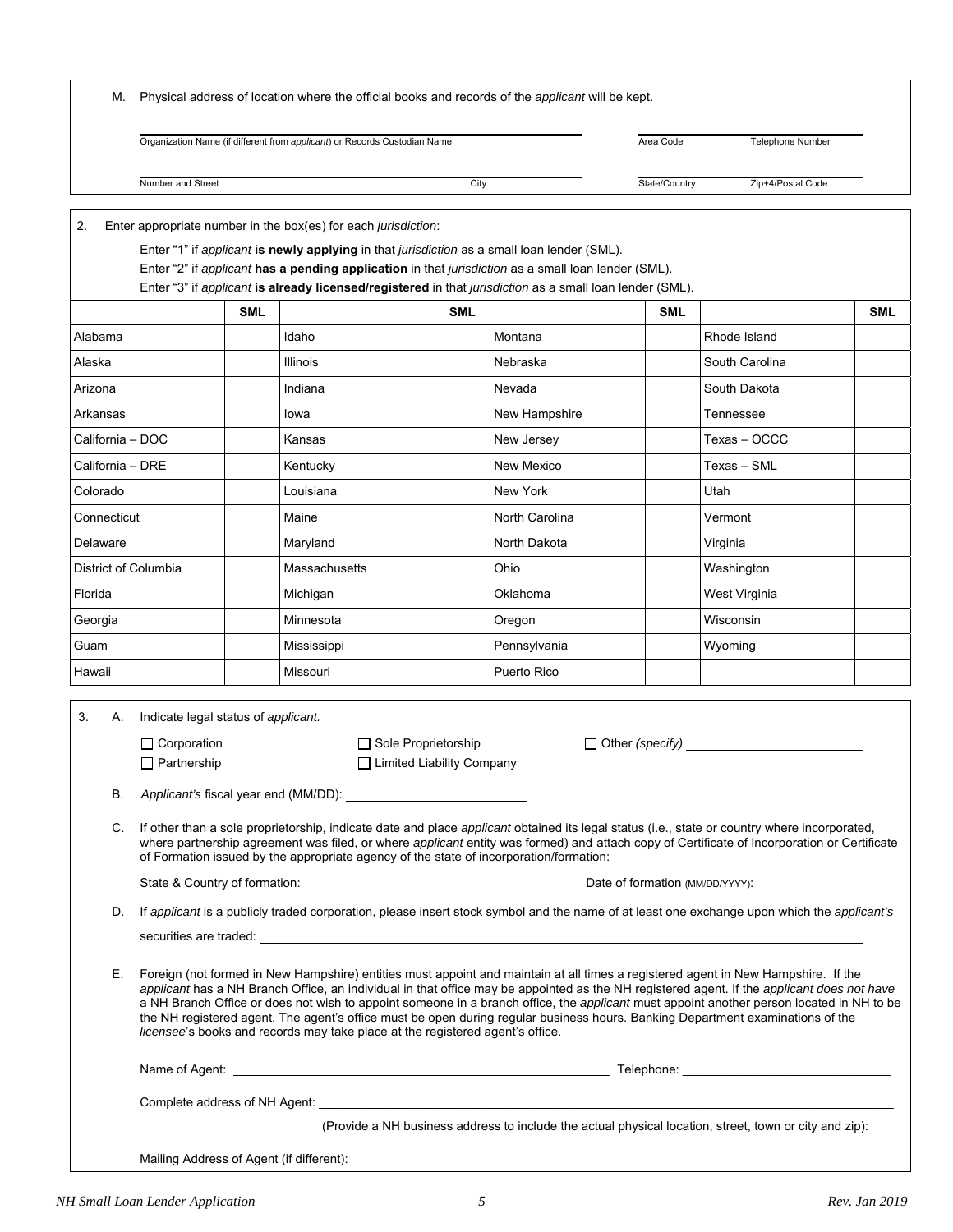M. Physical address of location where the official books and records of the *applicant* will be kept.

Organization Name (if different from *applicant*) or Records Custodian Name | Area Code | Telephone Number

Number and Street | City | State/Country | Zip+4/Postal Code

2. Enter appropriate number in the box(es) for each *jurisdiction*:

Enter "1" if *applicant* **is newly applying** in that *jurisdiction* as a small loan lender (SML).
Enter "2" if *applicant* **has a pending application** in that *jurisdiction* as a small loan lender (SML).
Enter "3" if *applicant* **is already licensed/registered** in that *jurisdiction* as a small loan lender (SML).

| | SML | | SML | | SML | | SML |
|---|---|---|---|---|---|---|---|
| Alabama | | Idaho | | Montana | | Rhode Island | |
| Alaska | | Illinois | | Nebraska | | South Carolina | |
| Arizona | | Indiana | | Nevada | | South Dakota | |
| Arkansas | | Iowa | | New Hampshire | | Tennessee | |
| California – DOC | | Kansas | | New Jersey | | Texas – OCCC | |
| California – DRE | | Kentucky | | New Mexico | | Texas – SML | |
| Colorado | | Louisiana | | New York | | Utah | |
| Connecticut | | Maine | | North Carolina | | Vermont | |
| Delaware | | Maryland | | North Dakota | | Virginia | |
| District of Columbia | | Massachusetts | | Ohio | | Washington | |
| Florida | | Michigan | | Oklahoma | | West Virginia | |
| Georgia | | Minnesota | | Oregon | | Wisconsin | |
| Guam | | Mississippi | | Pennsylvania | | Wyoming | |
| Hawaii | | Missouri | | Puerto Rico | | | |

3. A. Indicate legal status of *applicant.*

☐ Corporation ☐ Sole Proprietorship ☐ Other *(specify)* ____________
☐ Partnership ☐ Limited Liability Company

B. *Applicant's* fiscal year end (MM/DD): ____________

C. If other than a sole proprietorship, indicate date and place *applicant* obtained its legal status (i.e., state or country where incorporated, where partnership agreement was filed, or where *applicant* entity was formed) and attach copy of Certificate of Incorporation or Certificate of Formation issued by the appropriate agency of the state of incorporation/formation:

State & Country of formation: ____________ Date of formation (MM/DD/YYYY): ____________

D. If *applicant* is a publicly traded corporation, please insert stock symbol and the name of at least one exchange upon which the *applicant's* securities are traded: ____________

E. Foreign (not formed in New Hampshire) entities must appoint and maintain at all times a registered agent in New Hampshire. If the *applicant* has a NH Branch Office, an individual in that office may be appointed as the NH registered agent. If the *applicant does not have* a NH Branch Office or does not wish to appoint someone in a branch office, the *applicant* must appoint another person located in NH to be the NH registered agent. The agent's office must be open during regular business hours. Banking Department examinations of the *licensee*'s books and records may take place at the registered agent's office.

Name of Agent: ____________ Telephone: ____________

Complete address of NH Agent: ____________

(Provide a NH business address to include the actual physical location, street, town or city and zip):

Mailing Address of Agent (if different): ____________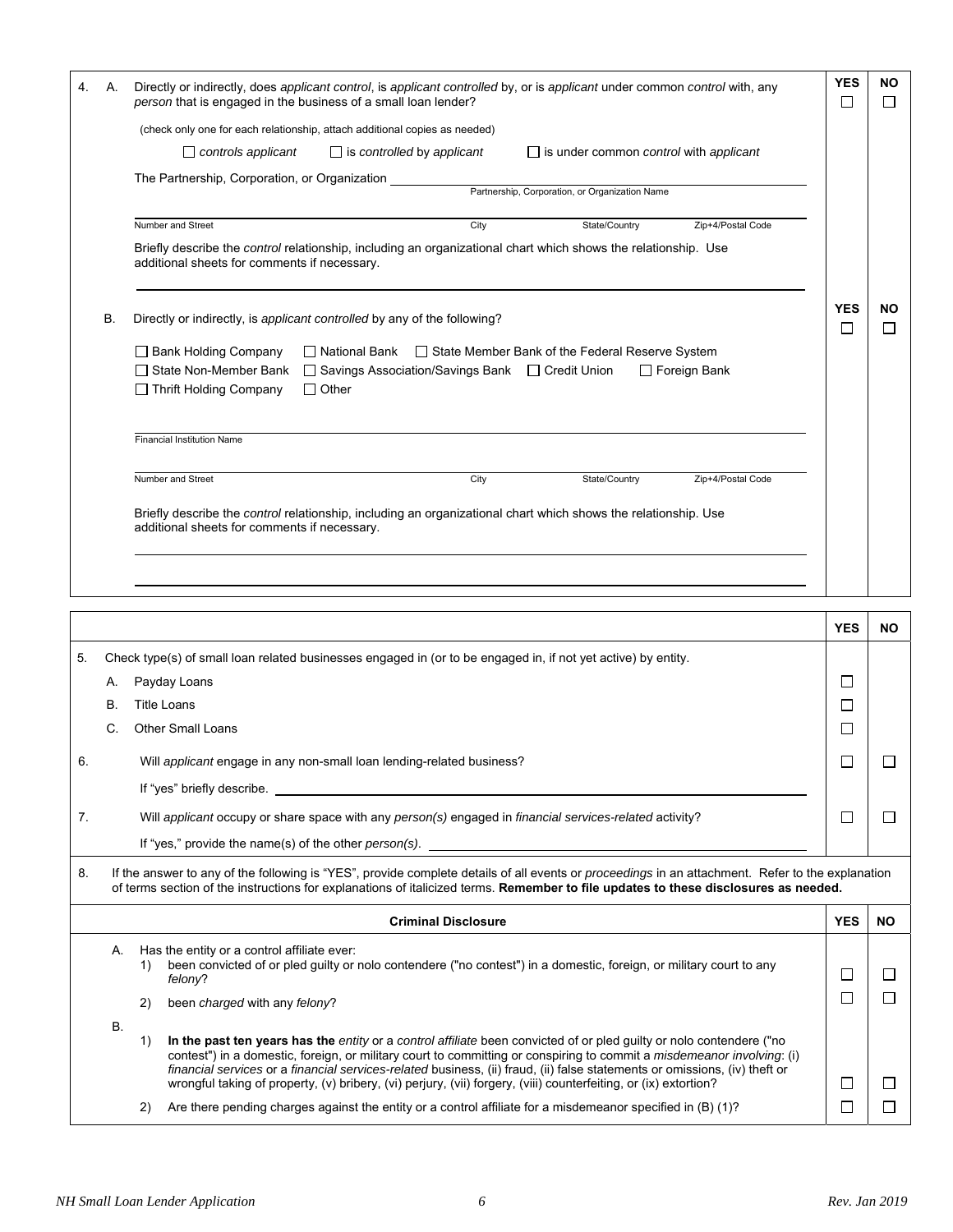| | | | YES | NO |
|---|---|---|---|---|
| 4. | A. | Directly or indirectly, does *applicant control*, is *applicant controlled* by, or is *applicant* under common *control* with, any *person* that is engaged in the business of a small loan lender? | ☐ | ☐ |

(check only one for each relationship, attach additional copies as needed)

☐ *controls applicant* ☐ is *controlled* by *applicant* ☐ is under common *control* with *applicant*

The Partnership, Corporation, or Organization ____________________
Partnership, Corporation, or Organization Name

Number and Street | City | State/Country | Zip+4/Postal Code

Briefly describe the *control* relationship, including an organizational chart which shows the relationship. Use additional sheets for comments if necessary.

| | | | YES | NO |
|---|---|---|---|---|
| | B. | Directly or indirectly, is *applicant controlled* by any of the following? | ☐ | ☐ |

☐ Bank Holding Company ☐ National Bank ☐ State Member Bank of the Federal Reserve System
☐ State Non-Member Bank ☐ Savings Association/Savings Bank ☐ Credit Union ☐ Foreign Bank
☐ Thrift Holding Company ☐ Other

Financial Institution Name

Number and Street | City | State/Country | Zip+4/Postal Code

Briefly describe the *control* relationship, including an organizational chart which shows the relationship. Use additional sheets for comments if necessary.

| | | | YES | NO |
|---|---|---|---|---|
| 5. | | Check type(s) of small loan related businesses engaged in (or to be engaged in, if not yet active) by entity. | | |
| | A. | Payday Loans | ☐ | |
| | B. | Title Loans | ☐ | |
| | C. | Other Small Loans | ☐ | |
| 6. | | Will *applicant* engage in any non-small loan lending-related business? | ☐ | ☐ |
| | | If "yes" briefly describe. ____________________ | | |
| 7. | | Will *applicant* occupy or share space with any *person(s)* engaged in *financial services-related* activity? | ☐ | ☐ |
| | | If "yes," provide the name(s) of the other *person(s)*. ____________________ | | |

8. If the answer to any of the following is "YES", provide complete details of all events or *proceedings* in an attachment. Refer to the explanation of terms section of the instructions for explanations of italicized terms. **Remember to file updates to these disclosures as needed.**

| | | **Criminal Disclosure** | YES | NO |
|---|---|---|---|---|
| A. | | Has the entity or a control affiliate ever: | | |
| | 1) | been convicted of or pled guilty or nolo contendere ("no contest") in a domestic, foreign, or military court to any *felony*? | ☐ | ☐ |
| | 2) | been *charged* with any *felony*? | ☐ | ☐ |
| B. | 1) | **In the past ten years has the** *entity* or a *control affiliate* been convicted of or pled guilty or nolo contendere ("no contest") in a domestic, foreign, or military court to committing or conspiring to commit a *misdemeanor involving*: (i) *financial services* or a *financial services-related* business, (ii) fraud, (ii) false statements or omissions, (iv) theft or wrongful taking of property, (v) bribery, (vi) perjury, (vii) forgery, (viii) counterfeiting, or (ix) extortion? | ☐ | ☐ |
| | 2) | Are there pending charges against the entity or a control affiliate for a misdemeanor specified in (B) (1)? | ☐ | ☐ |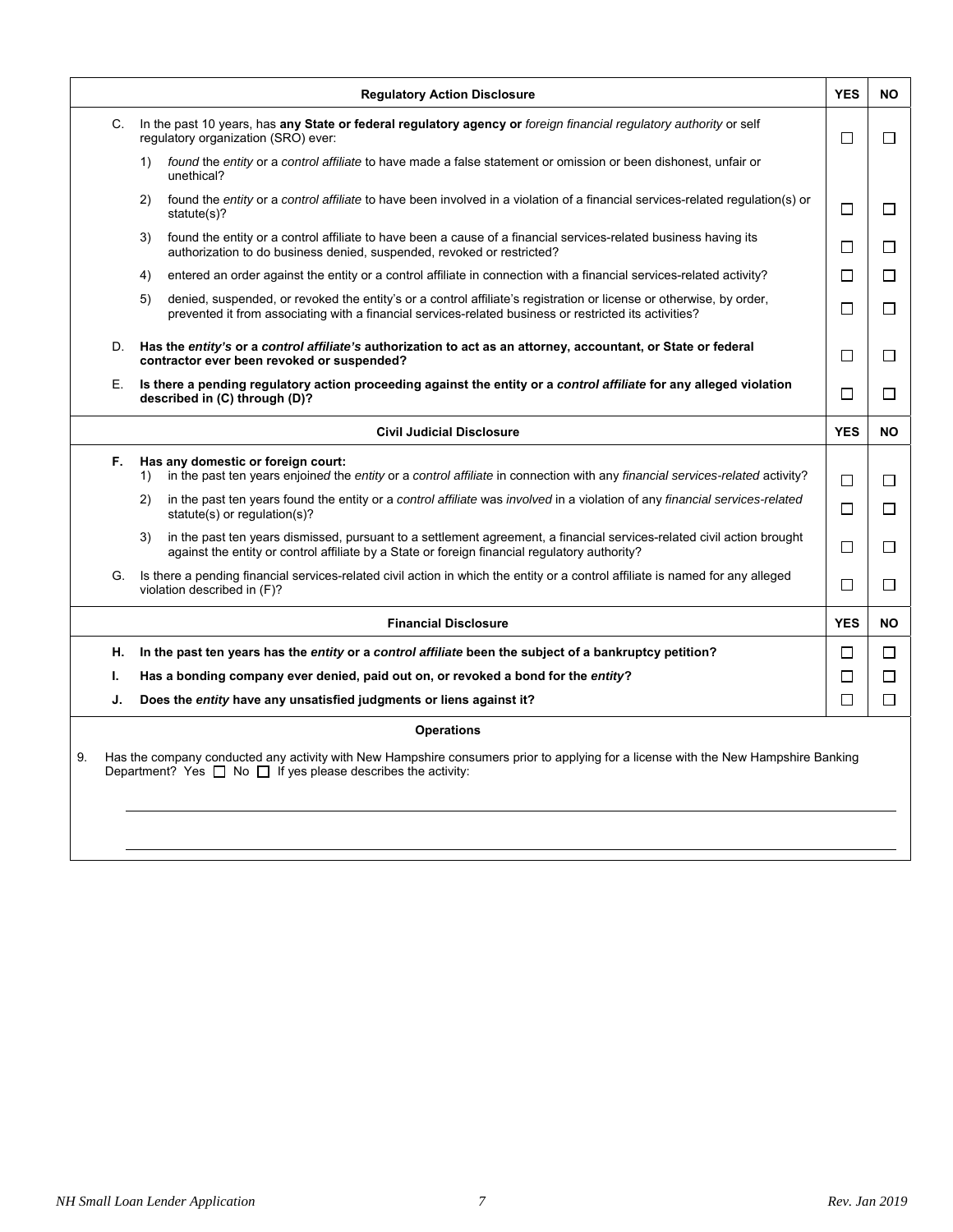| | Regulatory Action Disclosure | YES | NO |
|---|---|---|---|
| C. | In the past 10 years, has **any State or federal regulatory agency or** *foreign financial regulatory authority* or self regulatory organization (SRO) ever: | ☐ | ☐ |
| | 1) *found* the *entity* or a *control affiliate* to have made a false statement or omission or been dishonest, unfair or unethical? | | |
| | 2) found the *entity* or a *control affiliate* to have been involved in a violation of a financial services-related regulation(s) or statute(s)? | ☐ | ☐ |
| | 3) found the entity or a control affiliate to have been a cause of a financial services-related business having its authorization to do business denied, suspended, revoked or restricted? | ☐ | ☐ |
| | 4) entered an order against the entity or a control affiliate in connection with a financial services-related activity? | ☐ | ☐ |
| | 5) denied, suspended, or revoked the entity's or a control affiliate's registration or license or otherwise, by order, prevented it from associating with a financial services-related business or restricted its activities? | ☐ | ☐ |
| D. | **Has the *entity's* or a *control affiliate's* authorization to act as an attorney, accountant, or State or federal contractor ever been revoked or suspended?** | ☐ | ☐ |
| E. | **Is there a pending regulatory action proceeding against the entity or a *control affiliate* for any alleged violation described in (C) through (D)?** | ☐ | ☐ |

| | Civil Judicial Disclosure | YES | NO |
|---|---|---|---|
| **F.** | **Has any domestic or foreign court:** | | |
| | 1) in the past ten years enjoined the *entity* or a *control affiliate* in connection with any *financial services-related* activity? | ☐ | ☐ |
| | 2) in the past ten years found the entity or a *control affiliate* was *involved* in a violation of any *financial services-related* statute(s) or regulation(s)? | ☐ | ☐ |
| | 3) in the past ten years dismissed, pursuant to a settlement agreement, a financial services-related civil action brought against the entity or control affiliate by a State or foreign financial regulatory authority? | ☐ | ☐ |
| G. | Is there a pending financial services-related civil action in which the entity or a control affiliate is named for any alleged violation described in (F)? | ☐ | ☐ |

| | Financial Disclosure | YES | NO |
|---|---|---|---|
| **H.** | **In the past ten years has the *entity* or a *control affiliate* been the subject of a bankruptcy petition?** | ☐ | ☐ |
| **I.** | **Has a bonding company ever denied, paid out on, or revoked a bond for the *entity*?** | ☐ | ☐ |
| **J.** | **Does the *entity* have any unsatisfied judgments or liens against it?** | ☐ | ☐ |

**Operations**

9. Has the company conducted any activity with New Hampshire consumers prior to applying for a license with the New Hampshire Banking Department? Yes ☐ No ☐ If yes please describes the activity:

_______________________________________________________________________________

_______________________________________________________________________________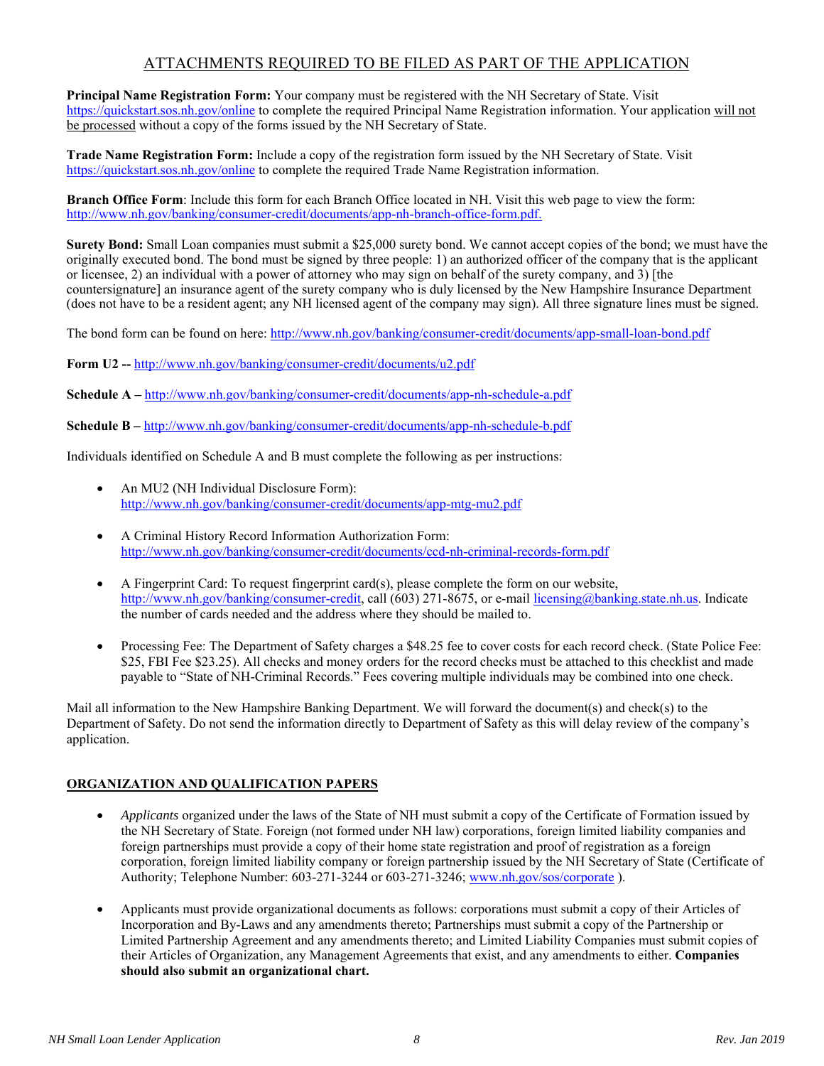## ATTACHMENTS REQUIRED TO BE FILED AS PART OF THE APPLICATION

**Principal Name Registration Form:** Your company must be registered with the NH Secretary of State. Visit https://quickstart.sos.nh.gov/online to complete the required Principal Name Registration information. Your application will not be processed without a copy of the forms issued by the NH Secretary of State.

**Trade Name Registration Form:** Include a copy of the registration form issued by the NH Secretary of State. Visit https://quickstart.sos.nh.gov/online to complete the required Trade Name Registration information.

**Branch Office Form**: Include this form for each Branch Office located in NH. Visit this web page to view the form: http://www.nh.gov/banking/consumer-credit/documents/app-nh-branch-office-form.pdf.

**Surety Bond:** Small Loan companies must submit a $25,000 surety bond. We cannot accept copies of the bond; we must have the originally executed bond. The bond must be signed by three people: 1) an authorized officer of the company that is the applicant or licensee, 2) an individual with a power of attorney who may sign on behalf of the surety company, and 3) [the countersignature] an insurance agent of the surety company who is duly licensed by the New Hampshire Insurance Department (does not have to be a resident agent; any NH licensed agent of the company may sign). All three signature lines must be signed.

The bond form can be found on here: http://www.nh.gov/banking/consumer-credit/documents/app-small-loan-bond.pdf

**Form U2 --** http://www.nh.gov/banking/consumer-credit/documents/u2.pdf

**Schedule A –** http://www.nh.gov/banking/consumer-credit/documents/app-nh-schedule-a.pdf

**Schedule B –** http://www.nh.gov/banking/consumer-credit/documents/app-nh-schedule-b.pdf

Individuals identified on Schedule A and B must complete the following as per instructions:

- An MU2 (NH Individual Disclosure Form): http://www.nh.gov/banking/consumer-credit/documents/app-mtg-mu2.pdf
- A Criminal History Record Information Authorization Form: http://www.nh.gov/banking/consumer-credit/documents/ccd-nh-criminal-records-form.pdf
- A Fingerprint Card: To request fingerprint card(s), please complete the form on our website, http://www.nh.gov/banking/consumer-credit, call (603) 271-8675, or e-mail licensing@banking.state.nh.us. Indicate the number of cards needed and the address where they should be mailed to.
- Processing Fee: The Department of Safety charges a $48.25 fee to cover costs for each record check. (State Police Fee: $25, FBI Fee $23.25). All checks and money orders for the record checks must be attached to this checklist and made payable to "State of NH-Criminal Records." Fees covering multiple individuals may be combined into one check.

Mail all information to the New Hampshire Banking Department. We will forward the document(s) and check(s) to the Department of Safety. Do not send the information directly to Department of Safety as this will delay review of the company's application.

### ORGANIZATION AND QUALIFICATION PAPERS

- *Applicants* organized under the laws of the State of NH must submit a copy of the Certificate of Formation issued by the NH Secretary of State. Foreign (not formed under NH law) corporations, foreign limited liability companies and foreign partnerships must provide a copy of their home state registration and proof of registration as a foreign corporation, foreign limited liability company or foreign partnership issued by the NH Secretary of State (Certificate of Authority; Telephone Number: 603-271-3244 or 603-271-3246; www.nh.gov/sos/corporate ).
- Applicants must provide organizational documents as follows: corporations must submit a copy of their Articles of Incorporation and By-Laws and any amendments thereto; Partnerships must submit a copy of the Partnership or Limited Partnership Agreement and any amendments thereto; and Limited Liability Companies must submit copies of their Articles of Organization, any Management Agreements that exist, and any amendments to either. **Companies should also submit an organizational chart.**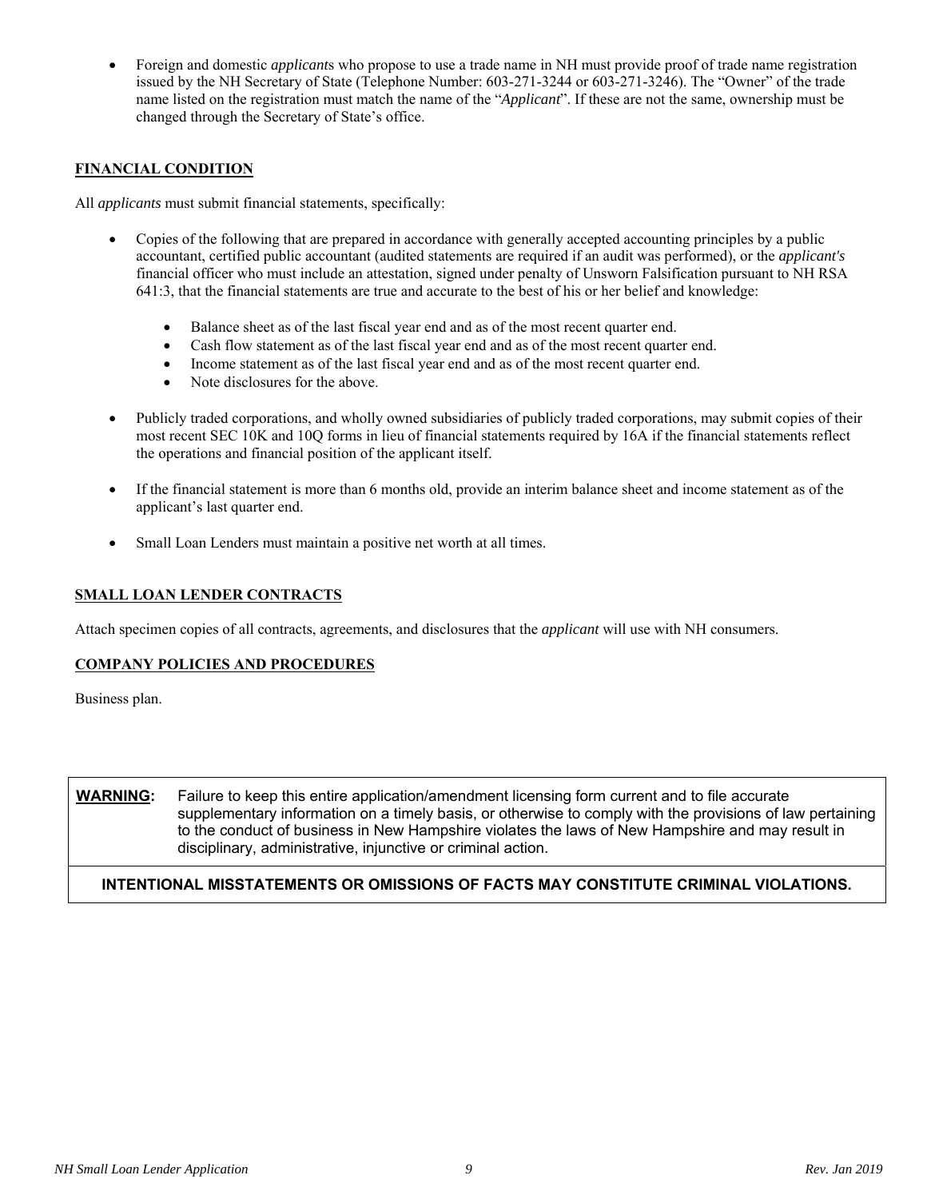- Foreign and domestic *applicants* who propose to use a trade name in NH must provide proof of trade name registration issued by the NH Secretary of State (Telephone Number: 603-271-3244 or 603-271-3246). The "Owner" of the trade name listed on the registration must match the name of the "*Applicant*". If these are not the same, ownership must be changed through the Secretary of State's office.

## FINANCIAL CONDITION

All *applicants* must submit financial statements, specifically:

- Copies of the following that are prepared in accordance with generally accepted accounting principles by a public accountant, certified public accountant (audited statements are required if an audit was performed), or the *applicant's* financial officer who must include an attestation, signed under penalty of Unsworn Falsification pursuant to NH RSA 641:3, that the financial statements are true and accurate to the best of his or her belief and knowledge:
  - Balance sheet as of the last fiscal year end and as of the most recent quarter end.
  - Cash flow statement as of the last fiscal year end and as of the most recent quarter end.
  - Income statement as of the last fiscal year end and as of the most recent quarter end.
  - Note disclosures for the above.
- Publicly traded corporations, and wholly owned subsidiaries of publicly traded corporations, may submit copies of their most recent SEC 10K and 10Q forms in lieu of financial statements required by 16A if the financial statements reflect the operations and financial position of the applicant itself.
- If the financial statement is more than 6 months old, provide an interim balance sheet and income statement as of the applicant's last quarter end.
- Small Loan Lenders must maintain a positive net worth at all times.

## SMALL LOAN LENDER CONTRACTS

Attach specimen copies of all contracts, agreements, and disclosures that the *applicant* will use with NH consumers.

## COMPANY POLICIES AND PROCEDURES

Business plan.

**WARNING:** Failure to keep this entire application/amendment licensing form current and to file accurate supplementary information on a timely basis, or otherwise to comply with the provisions of law pertaining to the conduct of business in New Hampshire violates the laws of New Hampshire and may result in disciplinary, administrative, injunctive or criminal action.

**INTENTIONAL MISSTATEMENTS OR OMISSIONS OF FACTS MAY CONSTITUTE CRIMINAL VIOLATIONS.**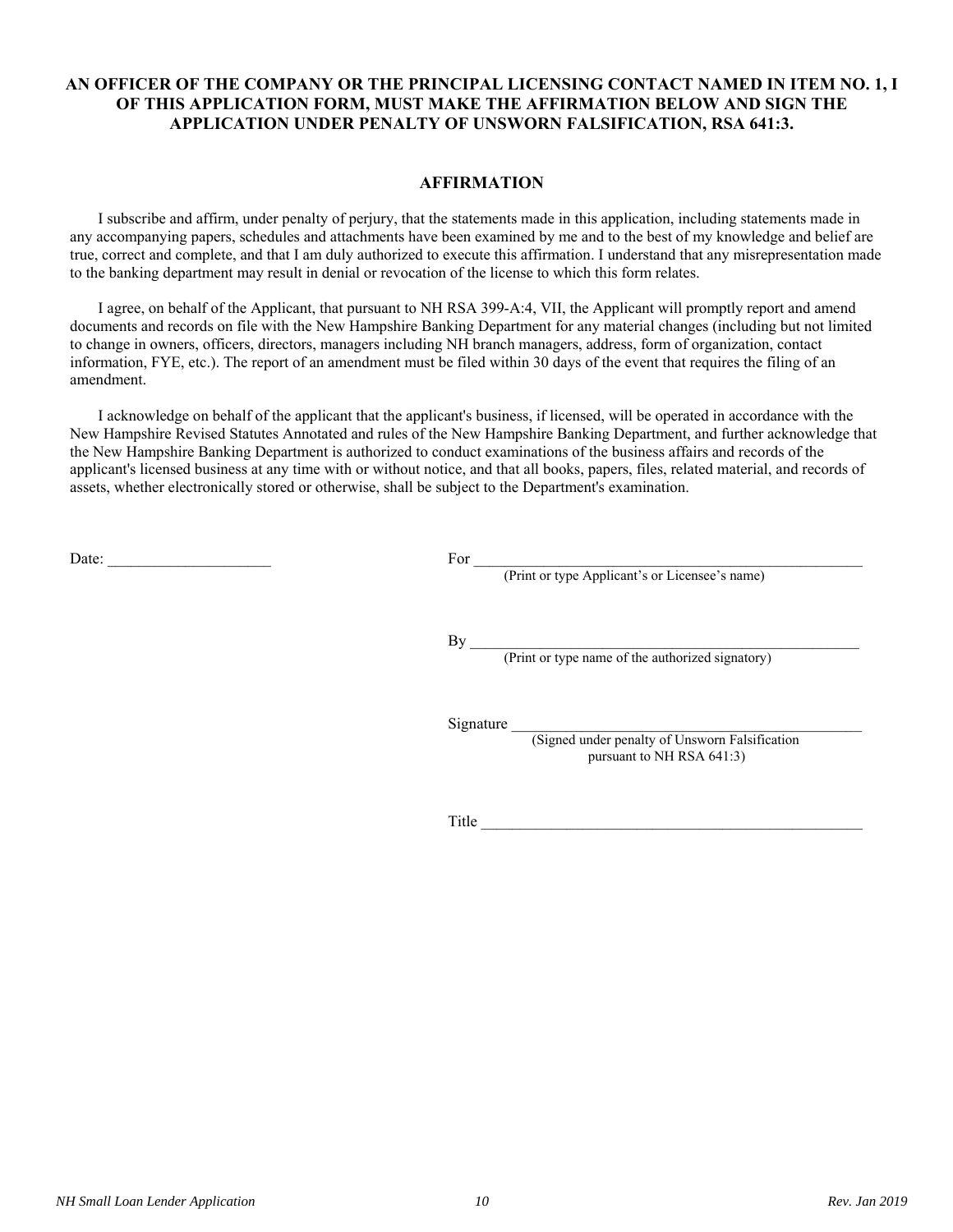**AN OFFICER OF THE COMPANY OR THE PRINCIPAL LICENSING CONTACT NAMED IN ITEM NO. 1, I OF THIS APPLICATION FORM, MUST MAKE THE AFFIRMATION BELOW AND SIGN THE APPLICATION UNDER PENALTY OF UNSWORN FALSIFICATION, RSA 641:3.**

## AFFIRMATION

I subscribe and affirm, under penalty of perjury, that the statements made in this application, including statements made in any accompanying papers, schedules and attachments have been examined by me and to the best of my knowledge and belief are true, correct and complete, and that I am duly authorized to execute this affirmation. I understand that any misrepresentation made to the banking department may result in denial or revocation of the license to which this form relates.

I agree, on behalf of the Applicant, that pursuant to NH RSA 399-A:4, VII, the Applicant will promptly report and amend documents and records on file with the New Hampshire Banking Department for any material changes (including but not limited to change in owners, officers, directors, managers including NH branch managers, address, form of organization, contact information, FYE, etc.). The report of an amendment must be filed within 30 days of the event that requires the filing of an amendment.

I acknowledge on behalf of the applicant that the applicant's business, if licensed, will be operated in accordance with the New Hampshire Revised Statutes Annotated and rules of the New Hampshire Banking Department, and further acknowledge that the New Hampshire Banking Department is authorized to conduct examinations of the business affairs and records of the applicant's licensed business at any time with or without notice, and that all books, papers, files, related material, and records of assets, whether electronically stored or otherwise, shall be subject to the Department's examination.

Date: ____________________

For ____________________________________________________
(Print or type Applicant's or Licensee's name)

By ____________________________________________________
(Print or type name of the authorized signatory)

Signature ______________________________________________
(Signed under penalty of Unsworn Falsification pursuant to NH RSA 641:3)

Title __________________________________________________